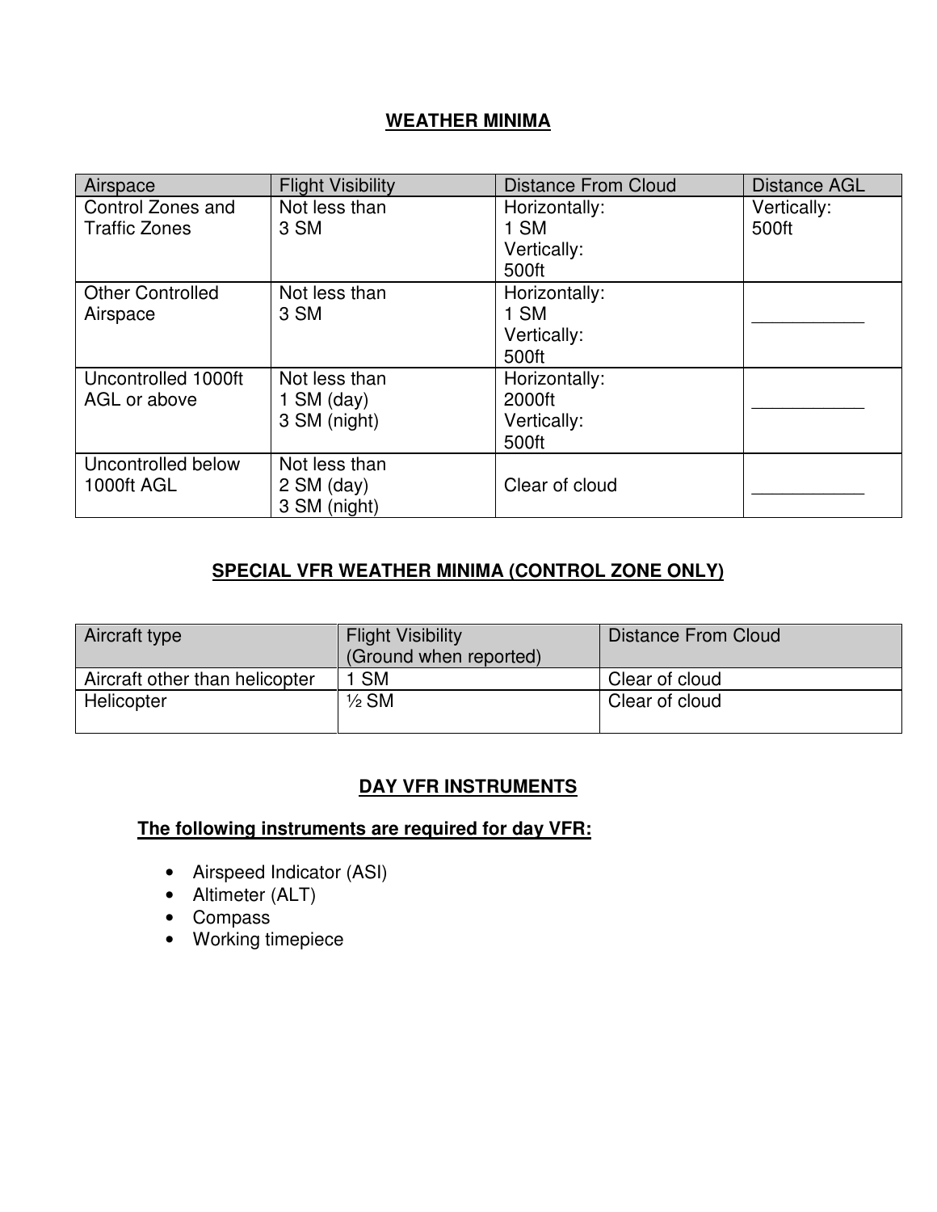## WEATHER MINIMA

| Airspace | Flight Visibility | Distance From Cloud | Distance AGL |
|---|---|---|---|
| Control Zones and Traffic Zones | Not less than 3 SM | Horizontally: 1 SM Vertically: 500ft | Vertically: 500ft |
| Other Controlled Airspace | Not less than 3 SM | Horizontally: 1 SM Vertically: 500ft | ___________ |
| Uncontrolled 1000ft AGL or above | Not less than 1 SM (day) 3 SM (night) | Horizontally: 2000ft Vertically: 500ft | ___________ |
| Uncontrolled below 1000ft AGL | Not less than 2 SM (day) 3 SM (night) | Clear of cloud | ___________ |

## SPECIAL VFR WEATHER MINIMA (CONTROL ZONE ONLY)

| Aircraft type | Flight Visibility (Ground when reported) | Distance From Cloud |
|---|---|---|
| Aircraft other than helicopter | 1 SM | Clear of cloud |
| Helicopter | ½ SM | Clear of cloud |

## DAY VFR INSTRUMENTS

**The following instruments are required for day VFR:**

- Airspeed Indicator (ASI)
- Altimeter (ALT)
- Compass
- Working timepiece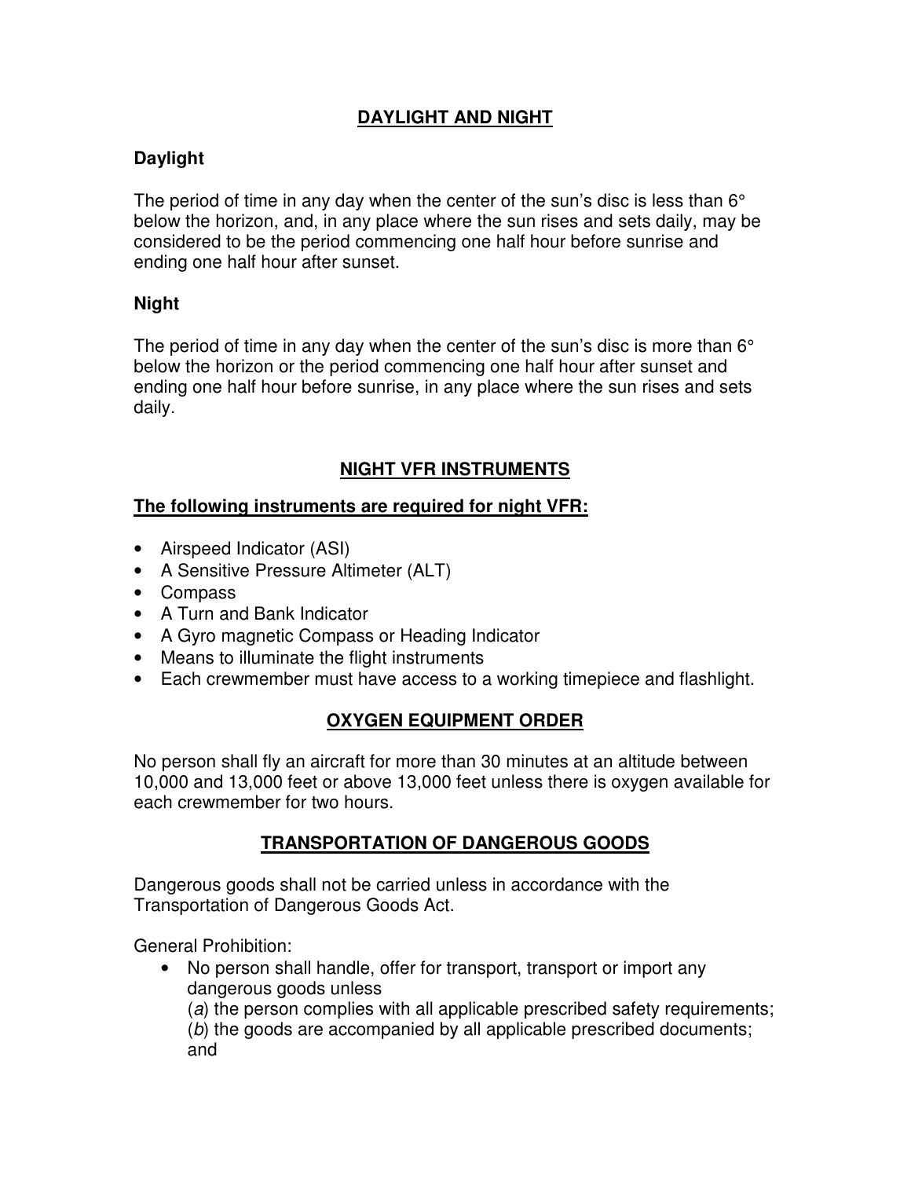## DAYLIGHT AND NIGHT

### Daylight

The period of time in any day when the center of the sun's disc is less than 6° below the horizon, and, in any place where the sun rises and sets daily, may be considered to be the period commencing one half hour before sunrise and ending one half hour after sunset.

### Night

The period of time in any day when the center of the sun's disc is more than 6° below the horizon or the period commencing one half hour after sunset and ending one half hour before sunrise, in any place where the sun rises and sets daily.

## NIGHT VFR INSTRUMENTS

**The following instruments are required for night VFR:**

- Airspeed Indicator (ASI)
- A Sensitive Pressure Altimeter (ALT)
- Compass
- A Turn and Bank Indicator
- A Gyro magnetic Compass or Heading Indicator
- Means to illuminate the flight instruments
- Each crewmember must have access to a working timepiece and flashlight.

## OXYGEN EQUIPMENT ORDER

No person shall fly an aircraft for more than 30 minutes at an altitude between 10,000 and 13,000 feet or above 13,000 feet unless there is oxygen available for each crewmember for two hours.

## TRANSPORTATION OF DANGEROUS GOODS

Dangerous goods shall not be carried unless in accordance with the Transportation of Dangerous Goods Act.

General Prohibition:

- No person shall handle, offer for transport, transport or import any dangerous goods unless
  (*a*) the person complies with all applicable prescribed safety requirements;
  (*b*) the goods are accompanied by all applicable prescribed documents; and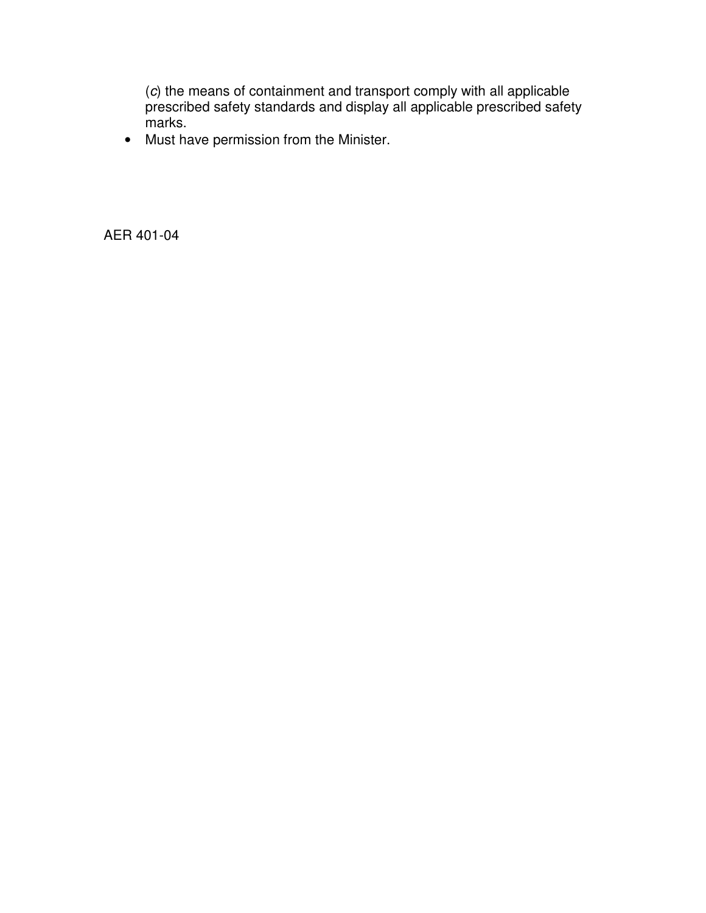(*c*) the means of containment and transport comply with all applicable prescribed safety standards and display all applicable prescribed safety marks.

- Must have permission from the Minister.

AER 401-04